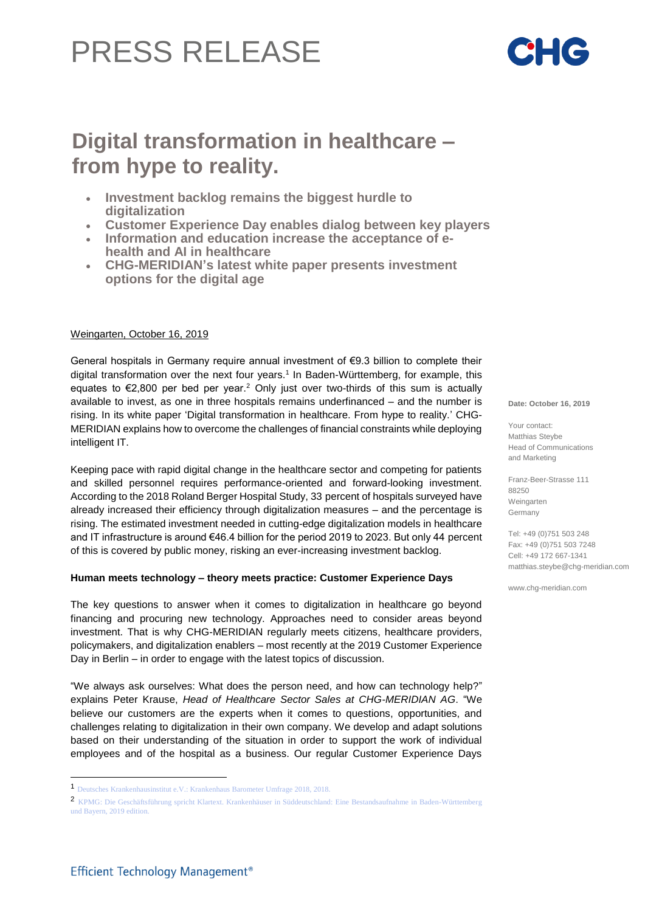PRESS RELEASE

# Digital transformation in healthcare – from hype to reality.

- **Investment backlog remains the biggest hurdle to digitalization**
- **Customer Experience Day enables dialog between key players**
- **Information and education increase the acceptance of e-health and AI in healthcare**
- **CHG-MERIDIAN's latest white paper presents investment options for the digital age**

Weingarten, October 16, 2019

General hospitals in Germany require annual investment of €9.3 billion to complete their digital transformation over the next four years.[1] In Baden-Württemberg, for example, this equates to €2,800 per bed per year.[2] Only just over two-thirds of this sum is actually available to invest, as one in three hospitals remains underfinanced – and the number is rising. In its white paper 'Digital transformation in healthcare. From hype to reality.' CHG-MERIDIAN explains how to overcome the challenges of financial constraints while deploying intelligent IT.

Keeping pace with rapid digital change in the healthcare sector and competing for patients and skilled personnel requires performance-oriented and forward-looking investment. According to the 2018 Roland Berger Hospital Study, 33 percent of hospitals surveyed have already increased their efficiency through digitalization measures – and the percentage is rising. The estimated investment needed in cutting-edge digitalization models in healthcare and IT infrastructure is around €46.4 billion for the period 2019 to 2023. But only 44 percent of this is covered by public money, risking an ever-increasing investment backlog.

**Human meets technology – theory meets practice: Customer Experience Days**

The key questions to answer when it comes to digitalization in healthcare go beyond financing and procuring new technology. Approaches need to consider areas beyond investment. That is why CHG-MERIDIAN regularly meets citizens, healthcare providers, policymakers, and digitalization enablers – most recently at the 2019 Customer Experience Day in Berlin – in order to engage with the latest topics of discussion.

"We always ask ourselves: What does the person need, and how can technology help?" explains Peter Krause, *Head of Healthcare Sector Sales at CHG-MERIDIAN AG*. "We believe our customers are the experts when it comes to questions, opportunities, and challenges relating to digitalization in their own company. We develop and adapt solutions based on their understanding of the situation in order to support the work of individual employees and of the hospital as a business. Our regular Customer Experience Days

**Date: October 16, 2019**

Your contact:
Matthias Steybe
Head of Communications and Marketing

Franz-Beer-Strasse 111
88250
Weingarten
Germany

Tel: +49 (0)751 503 248
Fax: +49 (0)751 503 7248
Cell: +49 172 667-1341
matthias.steybe@chg-meridian.com

www.chg-meridian.com

---

[1] Deutsches Krankenhausinstitut e.V.: Krankenhaus Barometer Umfrage 2018, 2018.

[2] KPMG: Die Geschäftsführung spricht Klartext. Krankenhäuser in Süddeutschland: Eine Bestandsaufnahme in Baden-Württemberg und Bayern, 2019 edition.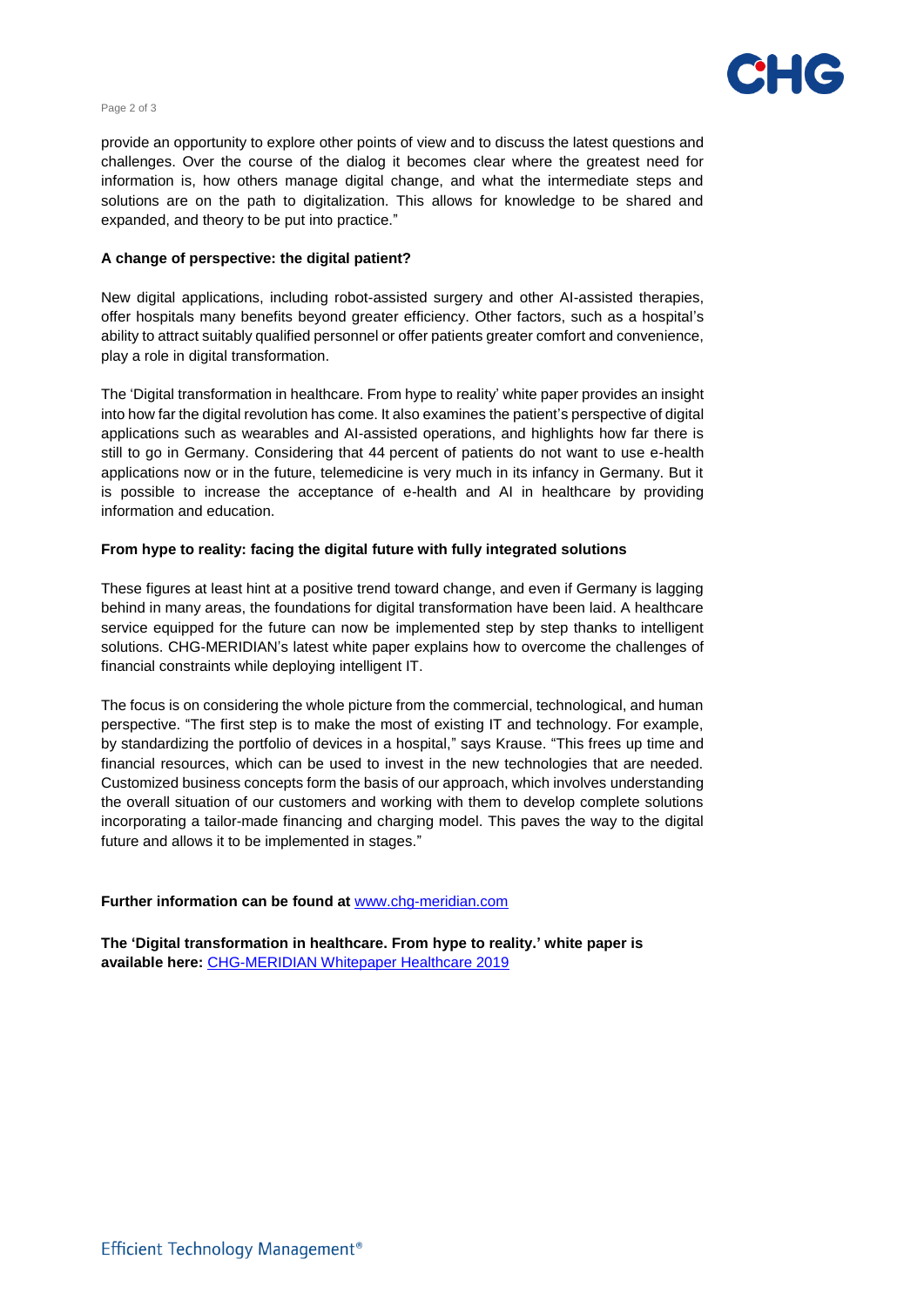provide an opportunity to explore other points of view and to discuss the latest questions and challenges. Over the course of the dialog it becomes clear where the greatest need for information is, how others manage digital change, and what the intermediate steps and solutions are on the path to digitalization. This allows for knowledge to be shared and expanded, and theory to be put into practice."

**A change of perspective: the digital patient?**

New digital applications, including robot-assisted surgery and other AI-assisted therapies, offer hospitals many benefits beyond greater efficiency. Other factors, such as a hospital's ability to attract suitably qualified personnel or offer patients greater comfort and convenience, play a role in digital transformation.

The 'Digital transformation in healthcare. From hype to reality' white paper provides an insight into how far the digital revolution has come. It also examines the patient's perspective of digital applications such as wearables and AI-assisted operations, and highlights how far there is still to go in Germany. Considering that 44 percent of patients do not want to use e-health applications now or in the future, telemedicine is very much in its infancy in Germany. But it is possible to increase the acceptance of e-health and AI in healthcare by providing information and education.

**From hype to reality: facing the digital future with fully integrated solutions**

These figures at least hint at a positive trend toward change, and even if Germany is lagging behind in many areas, the foundations for digital transformation have been laid. A healthcare service equipped for the future can now be implemented step by step thanks to intelligent solutions. CHG-MERIDIAN's latest white paper explains how to overcome the challenges of financial constraints while deploying intelligent IT.

The focus is on considering the whole picture from the commercial, technological, and human perspective. "The first step is to make the most of existing IT and technology. For example, by standardizing the portfolio of devices in a hospital," says Krause. "This frees up time and financial resources, which can be used to invest in the new technologies that are needed. Customized business concepts form the basis of our approach, which involves understanding the overall situation of our customers and working with them to develop complete solutions incorporating a tailor-made financing and charging model. This paves the way to the digital future and allows it to be implemented in stages."

**Further information can be found at** [www.chg-meridian.com](www.chg-meridian.com)

**The 'Digital transformation in healthcare. From hype to reality.' white paper is available here:** CHG-MERIDIAN Whitepaper Healthcare 2019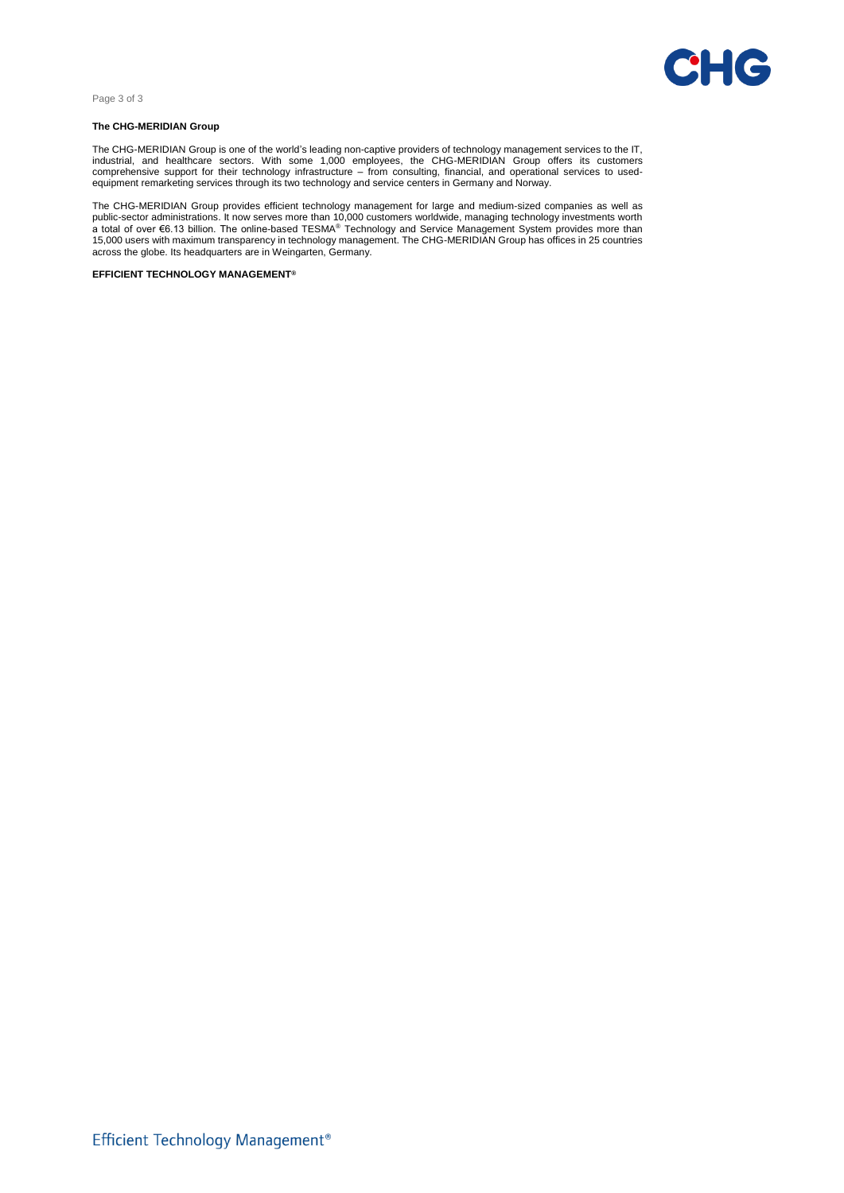**The CHG-MERIDIAN Group**

The CHG-MERIDIAN Group is one of the world's leading non-captive providers of technology management services to the IT, industrial, and healthcare sectors. With some 1,000 employees, the CHG-MERIDIAN Group offers its customers comprehensive support for their technology infrastructure – from consulting, financial, and operational services to used-equipment remarketing services through its two technology and service centers in Germany and Norway.

The CHG-MERIDIAN Group provides efficient technology management for large and medium-sized companies as well as public-sector administrations. It now serves more than 10,000 customers worldwide, managing technology investments worth a total of over €6.13 billion. The online-based TESMA® Technology and Service Management System provides more than 15,000 users with maximum transparency in technology management. The CHG-MERIDIAN Group has offices in 25 countries across the globe. Its headquarters are in Weingarten, Germany.

**EFFICIENT TECHNOLOGY MANAGEMENT®**